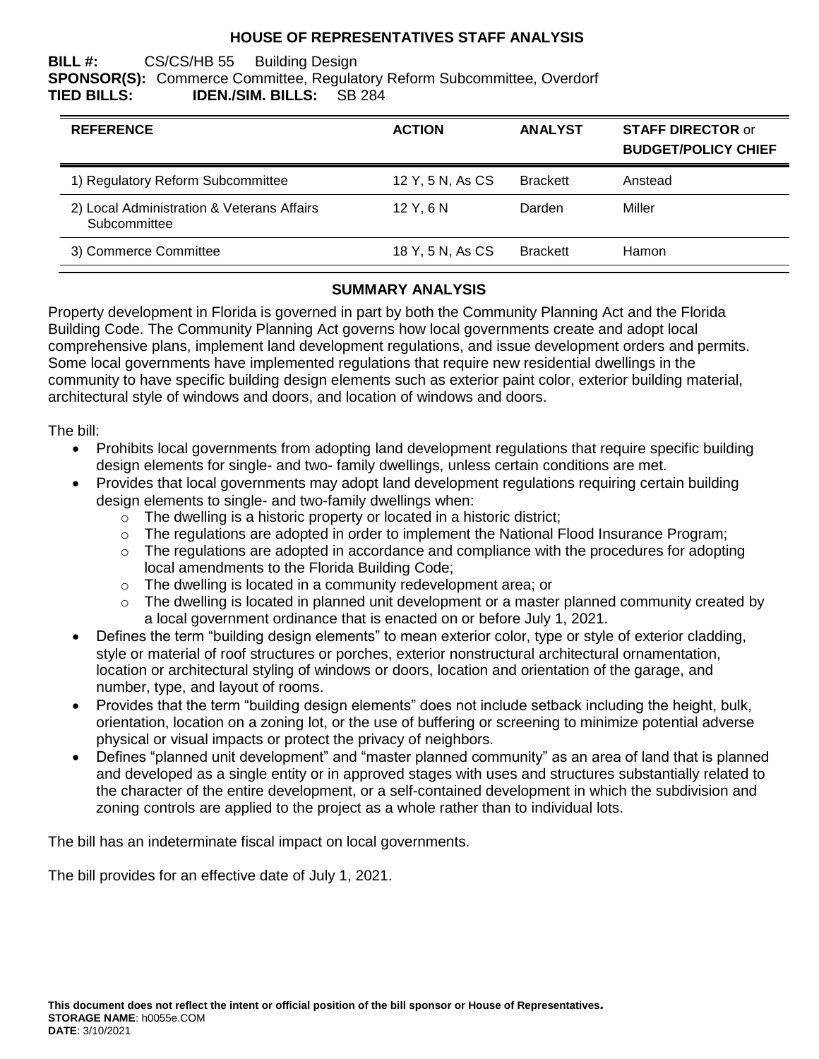# HOUSE OF REPRESENTATIVES STAFF ANALYSIS

**BILL #:** CS/CS/HB 55 Building Design
**SPONSOR(S):** Commerce Committee, Regulatory Reform Subcommittee, Overdorf
**TIED BILLS:** **IDEN./SIM. BILLS:** SB 284

| REFERENCE | ACTION | ANALYST | STAFF DIRECTOR or BUDGET/POLICY CHIEF |
|---|---|---|---|
| 1) Regulatory Reform Subcommittee | 12 Y, 5 N, As CS | Brackett | Anstead |
| 2) Local Administration & Veterans Affairs Subcommittee | 12 Y, 6 N | Darden | Miller |
| 3) Commerce Committee | 18 Y, 5 N, As CS | Brackett | Hamon |

## SUMMARY ANALYSIS

Property development in Florida is governed in part by both the Community Planning Act and the Florida Building Code. The Community Planning Act governs how local governments create and adopt local comprehensive plans, implement land development regulations, and issue development orders and permits. Some local governments have implemented regulations that require new residential dwellings in the community to have specific building design elements such as exterior paint color, exterior building material, architectural style of windows and doors, and location of windows and doors.

The bill:

- Prohibits local governments from adopting land development regulations that require specific building design elements for single- and two- family dwellings, unless certain conditions are met.
- Provides that local governments may adopt land development regulations requiring certain building design elements to single- and two-family dwellings when:
  - The dwelling is a historic property or located in a historic district;
  - The regulations are adopted in order to implement the National Flood Insurance Program;
  - The regulations are adopted in accordance and compliance with the procedures for adopting local amendments to the Florida Building Code;
  - The dwelling is located in a community redevelopment area; or
  - The dwelling is located in planned unit development or a master planned community created by a local government ordinance that is enacted on or before July 1, 2021.
- Defines the term "building design elements" to mean exterior color, type or style of exterior cladding, style or material of roof structures or porches, exterior nonstructural architectural ornamentation, location or architectural styling of windows or doors, location and orientation of the garage, and number, type, and layout of rooms.
- Provides that the term "building design elements" does not include setback including the height, bulk, orientation, location on a zoning lot, or the use of buffering or screening to minimize potential adverse physical or visual impacts or protect the privacy of neighbors.
- Defines "planned unit development" and "master planned community" as an area of land that is planned and developed as a single entity or in approved stages with uses and structures substantially related to the character of the entire development, or a self-contained development in which the subdivision and zoning controls are applied to the project as a whole rather than to individual lots.

The bill has an indeterminate fiscal impact on local governments.

The bill provides for an effective date of July 1, 2021.

**This document does not reflect the intent or official position of the bill sponsor or House of Representatives.**
**STORAGE NAME**: h0055e.COM
**DATE**: 3/10/2021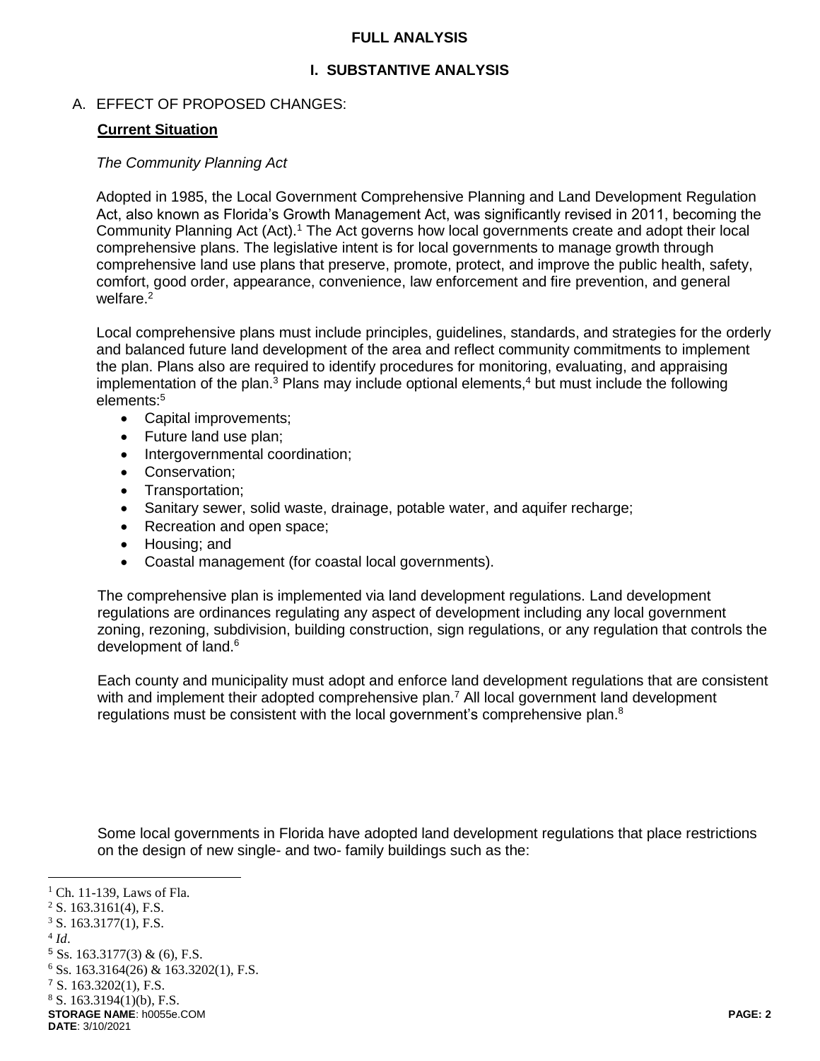## FULL ANALYSIS

### I. SUBSTANTIVE ANALYSIS

A. EFFECT OF PROPOSED CHANGES:

**Current Situation**

*The Community Planning Act*

Adopted in 1985, the Local Government Comprehensive Planning and Land Development Regulation Act, also known as Florida's Growth Management Act, was significantly revised in 2011, becoming the Community Planning Act (Act).[1] The Act governs how local governments create and adopt their local comprehensive plans. The legislative intent is for local governments to manage growth through comprehensive land use plans that preserve, promote, protect, and improve the public health, safety, comfort, good order, appearance, convenience, law enforcement and fire prevention, and general welfare.[2]

Local comprehensive plans must include principles, guidelines, standards, and strategies for the orderly and balanced future land development of the area and reflect community commitments to implement the plan. Plans also are required to identify procedures for monitoring, evaluating, and appraising implementation of the plan.[3] Plans may include optional elements,[4] but must include the following elements:[5]

- Capital improvements;
- Future land use plan;
- Intergovernmental coordination;
- Conservation;
- Transportation;
- Sanitary sewer, solid waste, drainage, potable water, and aquifer recharge;
- Recreation and open space;
- Housing; and
- Coastal management (for coastal local governments).

The comprehensive plan is implemented via land development regulations. Land development regulations are ordinances regulating any aspect of development including any local government zoning, rezoning, subdivision, building construction, sign regulations, or any regulation that controls the development of land.[6]

Each county and municipality must adopt and enforce land development regulations that are consistent with and implement their adopted comprehensive plan.[7] All local government land development regulations must be consistent with the local government's comprehensive plan.[8]

Some local governments in Florida have adopted land development regulations that place restrictions on the design of new single- and two- family buildings such as the:

---

[1] Ch. 11-139, Laws of Fla.
[2] S. 163.3161(4), F.S.
[3] S. 163.3177(1), F.S.
[4] *Id*.
[5] Ss. 163.3177(3) & (6), F.S.
[6] Ss. 163.3164(26) & 163.3202(1), F.S.
[7] S. 163.3202(1), F.S.
[8] S. 163.3194(1)(b), F.S.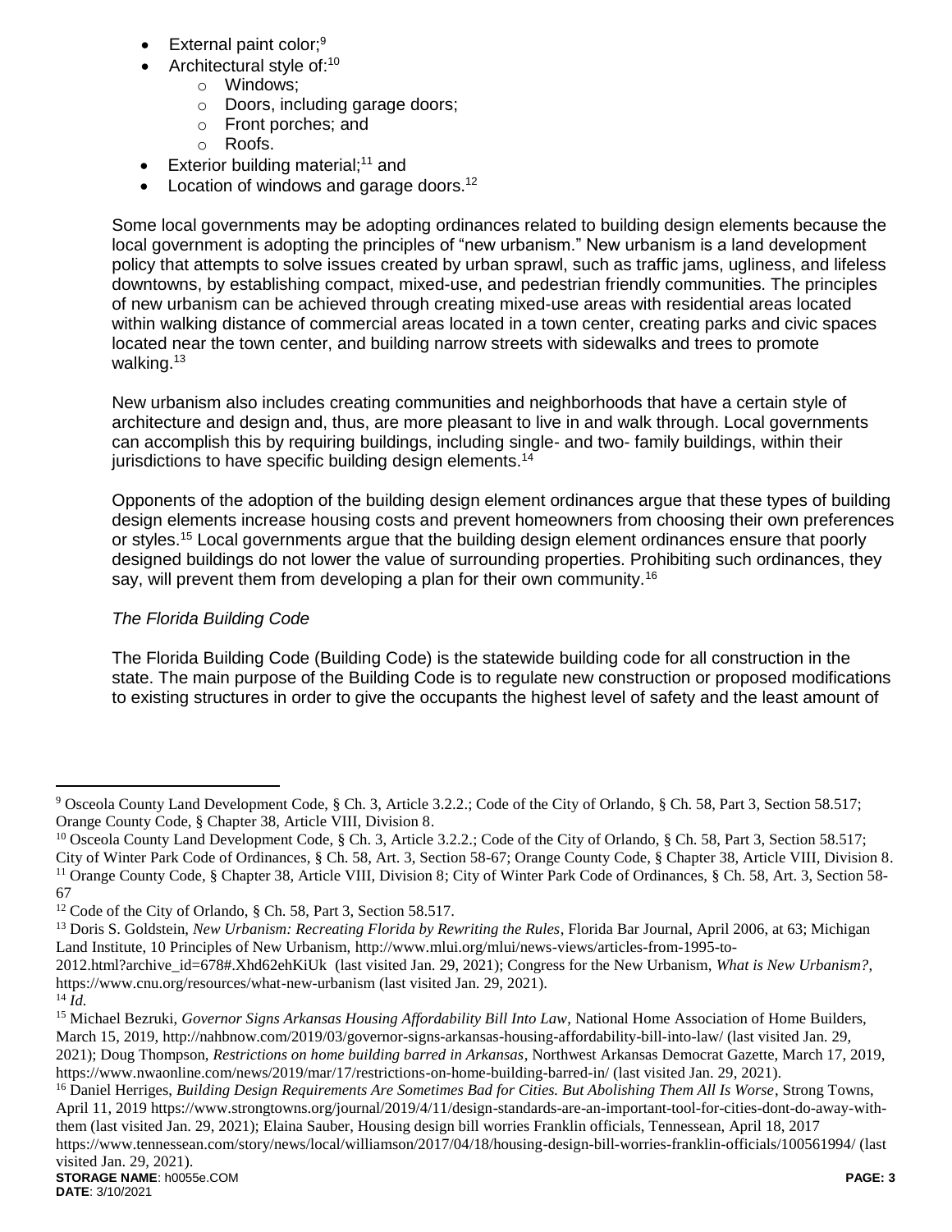- External paint color;[9]
- Architectural style of:[10]
  - Windows;
  - Doors, including garage doors;
  - Front porches; and
  - Roofs.
- Exterior building material;[11] and
- Location of windows and garage doors.[12]

Some local governments may be adopting ordinances related to building design elements because the local government is adopting the principles of "new urbanism." New urbanism is a land development policy that attempts to solve issues created by urban sprawl, such as traffic jams, ugliness, and lifeless downtowns, by establishing compact, mixed-use, and pedestrian friendly communities. The principles of new urbanism can be achieved through creating mixed-use areas with residential areas located within walking distance of commercial areas located in a town center, creating parks and civic spaces located near the town center, and building narrow streets with sidewalks and trees to promote walking.[13]

New urbanism also includes creating communities and neighborhoods that have a certain style of architecture and design and, thus, are more pleasant to live in and walk through. Local governments can accomplish this by requiring buildings, including single- and two- family buildings, within their jurisdictions to have specific building design elements.[14]

Opponents of the adoption of the building design element ordinances argue that these types of building design elements increase housing costs and prevent homeowners from choosing their own preferences or styles.[15] Local governments argue that the building design element ordinances ensure that poorly designed buildings do not lower the value of surrounding properties. Prohibiting such ordinances, they say, will prevent them from developing a plan for their own community.[16]

*The Florida Building Code*

The Florida Building Code (Building Code) is the statewide building code for all construction in the state. The main purpose of the Building Code is to regulate new construction or proposed modifications to existing structures in order to give the occupants the highest level of safety and the least amount of

---

[9] Osceola County Land Development Code, § Ch. 3, Article 3.2.2.; Code of the City of Orlando, § Ch. 58, Part 3, Section 58.517; Orange County Code, § Chapter 38, Article VIII, Division 8.

[10] Osceola County Land Development Code, § Ch. 3, Article 3.2.2.; Code of the City of Orlando, § Ch. 58, Part 3, Section 58.517; City of Winter Park Code of Ordinances, § Ch. 58, Art. 3, Section 58-67; Orange County Code, § Chapter 38, Article VIII, Division 8.

[11] Orange County Code, § Chapter 38, Article VIII, Division 8; City of Winter Park Code of Ordinances, § Ch. 58, Art. 3, Section 58-67

[12] Code of the City of Orlando, § Ch. 58, Part 3, Section 58.517.

[13] Doris S. Goldstein, *New Urbanism: Recreating Florida by Rewriting the Rules*, Florida Bar Journal, April 2006, at 63; Michigan Land Institute, 10 Principles of New Urbanism, http://www.mlui.org/mlui/news-views/articles-from-1995-to-2012.html?archive_id=678#.Xhd62ehKiUk (last visited Jan. 29, 2021); Congress for the New Urbanism, *What is New Urbanism?*, https://www.cnu.org/resources/what-new-urbanism (last visited Jan. 29, 2021).

[14] *Id.*

[15] Michael Bezruki, *Governor Signs Arkansas Housing Affordability Bill Into Law*, National Home Association of Home Builders, March 15, 2019, http://nahbnow.com/2019/03/governor-signs-arkansas-housing-affordability-bill-into-law/ (last visited Jan. 29, 2021); Doug Thompson, *Restrictions on home building barred in Arkansas*, Northwest Arkansas Democrat Gazette, March 17, 2019, https://www.nwaonline.com/news/2019/mar/17/restrictions-on-home-building-barred-in/ (last visited Jan. 29, 2021).

[16] Daniel Herriges, *Building Design Requirements Are Sometimes Bad for Cities. But Abolishing Them All Is Worse*, Strong Towns, April 11, 2019 https://www.strongtowns.org/journal/2019/4/11/design-standards-are-an-important-tool-for-cities-dont-do-away-with-them (last visited Jan. 29, 2021); Elaina Sauber, Housing design bill worries Franklin officials, Tennessean, April 18, 2017 https://www.tennessean.com/story/news/local/williamson/2017/04/18/housing-design-bill-worries-franklin-officials/100561994/ (last visited Jan. 29, 2021).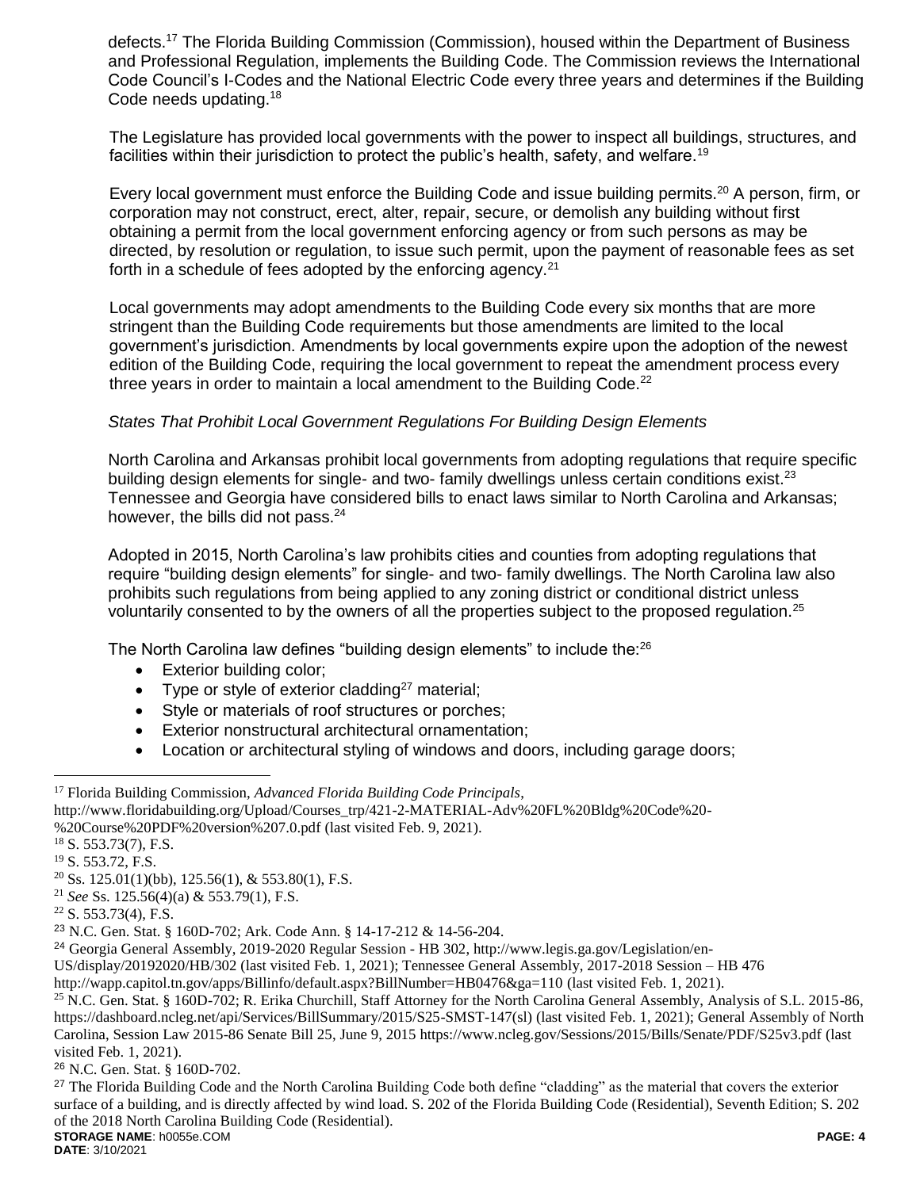defects.[17] The Florida Building Commission (Commission), housed within the Department of Business and Professional Regulation, implements the Building Code. The Commission reviews the International Code Council's I-Codes and the National Electric Code every three years and determines if the Building Code needs updating.[18]

The Legislature has provided local governments with the power to inspect all buildings, structures, and facilities within their jurisdiction to protect the public's health, safety, and welfare.[19]

Every local government must enforce the Building Code and issue building permits.[20] A person, firm, or corporation may not construct, erect, alter, repair, secure, or demolish any building without first obtaining a permit from the local government enforcing agency or from such persons as may be directed, by resolution or regulation, to issue such permit, upon the payment of reasonable fees as set forth in a schedule of fees adopted by the enforcing agency.[21]

Local governments may adopt amendments to the Building Code every six months that are more stringent than the Building Code requirements but those amendments are limited to the local government's jurisdiction. Amendments by local governments expire upon the adoption of the newest edition of the Building Code, requiring the local government to repeat the amendment process every three years in order to maintain a local amendment to the Building Code.[22]

*States That Prohibit Local Government Regulations For Building Design Elements*

North Carolina and Arkansas prohibit local governments from adopting regulations that require specific building design elements for single- and two- family dwellings unless certain conditions exist.[23] Tennessee and Georgia have considered bills to enact laws similar to North Carolina and Arkansas; however, the bills did not pass.[24]

Adopted in 2015, North Carolina's law prohibits cities and counties from adopting regulations that require "building design elements" for single- and two- family dwellings. The North Carolina law also prohibits such regulations from being applied to any zoning district or conditional district unless voluntarily consented to by the owners of all the properties subject to the proposed regulation.[25]

The North Carolina law defines "building design elements" to include the:[26]

- Exterior building color;
- Type or style of exterior cladding[27] material;
- Style or materials of roof structures or porches;
- Exterior nonstructural architectural ornamentation;
- Location or architectural styling of windows and doors, including garage doors;

---

[17] Florida Building Commission, *Advanced Florida Building Code Principals*, http://www.floridabuilding.org/Upload/Courses_trp/421-2-MATERIAL-Adv%20FL%20Bldg%20Code%20-%20Course%20PDF%20version%207.0.pdf (last visited Feb. 9, 2021).

[18] S. 553.73(7), F.S.

[19] S. 553.72, F.S.

[20] Ss. 125.01(1)(bb), 125.56(1), & 553.80(1), F.S.

[21] *See* Ss. 125.56(4)(a) & 553.79(1), F.S.

[22] S. 553.73(4), F.S.

[23] N.C. Gen. Stat. § 160D-702; Ark. Code Ann. § 14-17-212 & 14-56-204.

[24] Georgia General Assembly, 2019-2020 Regular Session - HB 302, http://www.legis.ga.gov/Legislation/en-US/display/20192020/HB/302 (last visited Feb. 1, 2021); Tennessee General Assembly, 2017-2018 Session – HB 476 http://wapp.capitol.tn.gov/apps/Billinfo/default.aspx?BillNumber=HB0476&ga=110 (last visited Feb. 1, 2021).

[25] N.C. Gen. Stat. § 160D-702; R. Erika Churchill, Staff Attorney for the North Carolina General Assembly, Analysis of S.L. 2015-86, https://dashboard.ncleg.net/api/Services/BillSummary/2015/S25-SMST-147(sl) (last visited Feb. 1, 2021); General Assembly of North Carolina, Session Law 2015-86 Senate Bill 25, June 9, 2015 https://www.ncleg.gov/Sessions/2015/Bills/Senate/PDF/S25v3.pdf (last visited Feb. 1, 2021).

[26] N.C. Gen. Stat. § 160D-702.

[27] The Florida Building Code and the North Carolina Building Code both define "cladding" as the material that covers the exterior surface of a building, and is directly affected by wind load. S. 202 of the Florida Building Code (Residential), Seventh Edition; S. 202 of the 2018 North Carolina Building Code (Residential).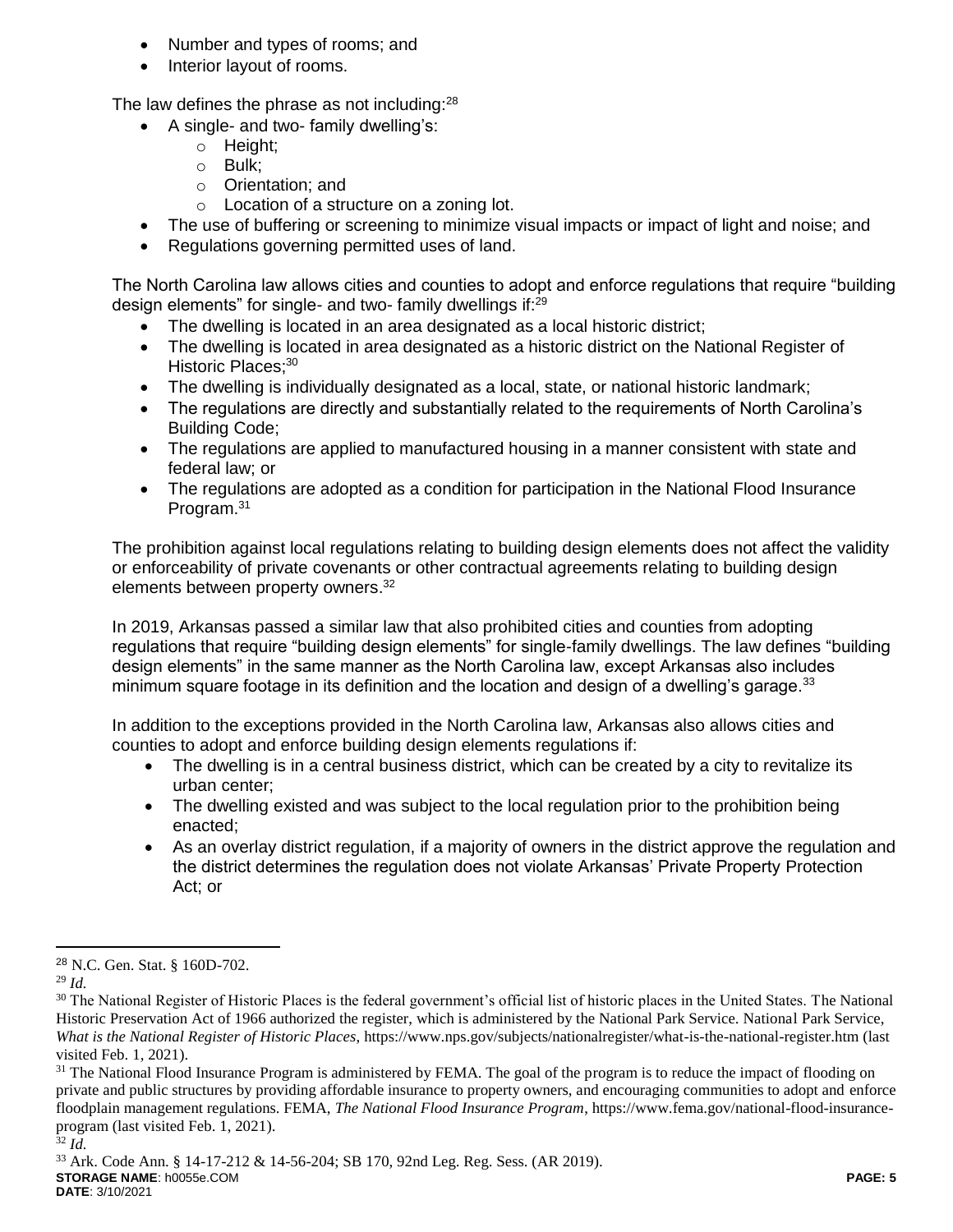- Number and types of rooms; and
- Interior layout of rooms.

The law defines the phrase as not including:[28]

- A single- and two- family dwelling's:
    - Height;
    - Bulk;
    - Orientation; and
    - Location of a structure on a zoning lot.
- The use of buffering or screening to minimize visual impacts or impact of light and noise; and
- Regulations governing permitted uses of land.

The North Carolina law allows cities and counties to adopt and enforce regulations that require "building design elements" for single- and two- family dwellings if:[29]

- The dwelling is located in an area designated as a local historic district;
- The dwelling is located in area designated as a historic district on the National Register of Historic Places;[30]
- The dwelling is individually designated as a local, state, or national historic landmark;
- The regulations are directly and substantially related to the requirements of North Carolina's Building Code;
- The regulations are applied to manufactured housing in a manner consistent with state and federal law; or
- The regulations are adopted as a condition for participation in the National Flood Insurance Program.[31]

The prohibition against local regulations relating to building design elements does not affect the validity or enforceability of private covenants or other contractual agreements relating to building design elements between property owners.[32]

In 2019, Arkansas passed a similar law that also prohibited cities and counties from adopting regulations that require "building design elements" for single-family dwellings. The law defines "building design elements" in the same manner as the North Carolina law, except Arkansas also includes minimum square footage in its definition and the location and design of a dwelling's garage.[33]

In addition to the exceptions provided in the North Carolina law, Arkansas also allows cities and counties to adopt and enforce building design elements regulations if:

- The dwelling is in a central business district, which can be created by a city to revitalize its urban center;
- The dwelling existed and was subject to the local regulation prior to the prohibition being enacted;
- As an overlay district regulation, if a majority of owners in the district approve the regulation and the district determines the regulation does not violate Arkansas' Private Property Protection Act; or

---

[28] N.C. Gen. Stat. § 160D-702.

[29] *Id.*

[30] The National Register of Historic Places is the federal government's official list of historic places in the United States. The National Historic Preservation Act of 1966 authorized the register, which is administered by the National Park Service. National Park Service, *What is the National Register of Historic Places*, https://www.nps.gov/subjects/nationalregister/what-is-the-national-register.htm (last visited Feb. 1, 2021).

[31] The National Flood Insurance Program is administered by FEMA. The goal of the program is to reduce the impact of flooding on private and public structures by providing affordable insurance to property owners, and encouraging communities to adopt and enforce floodplain management regulations. FEMA, *The National Flood Insurance Program*, https://www.fema.gov/national-flood-insurance-program (last visited Feb. 1, 2021).

[32] *Id.*

[33] Ark. Code Ann. § 14-17-212 & 14-56-204; SB 170, 92nd Leg. Reg. Sess. (AR 2019).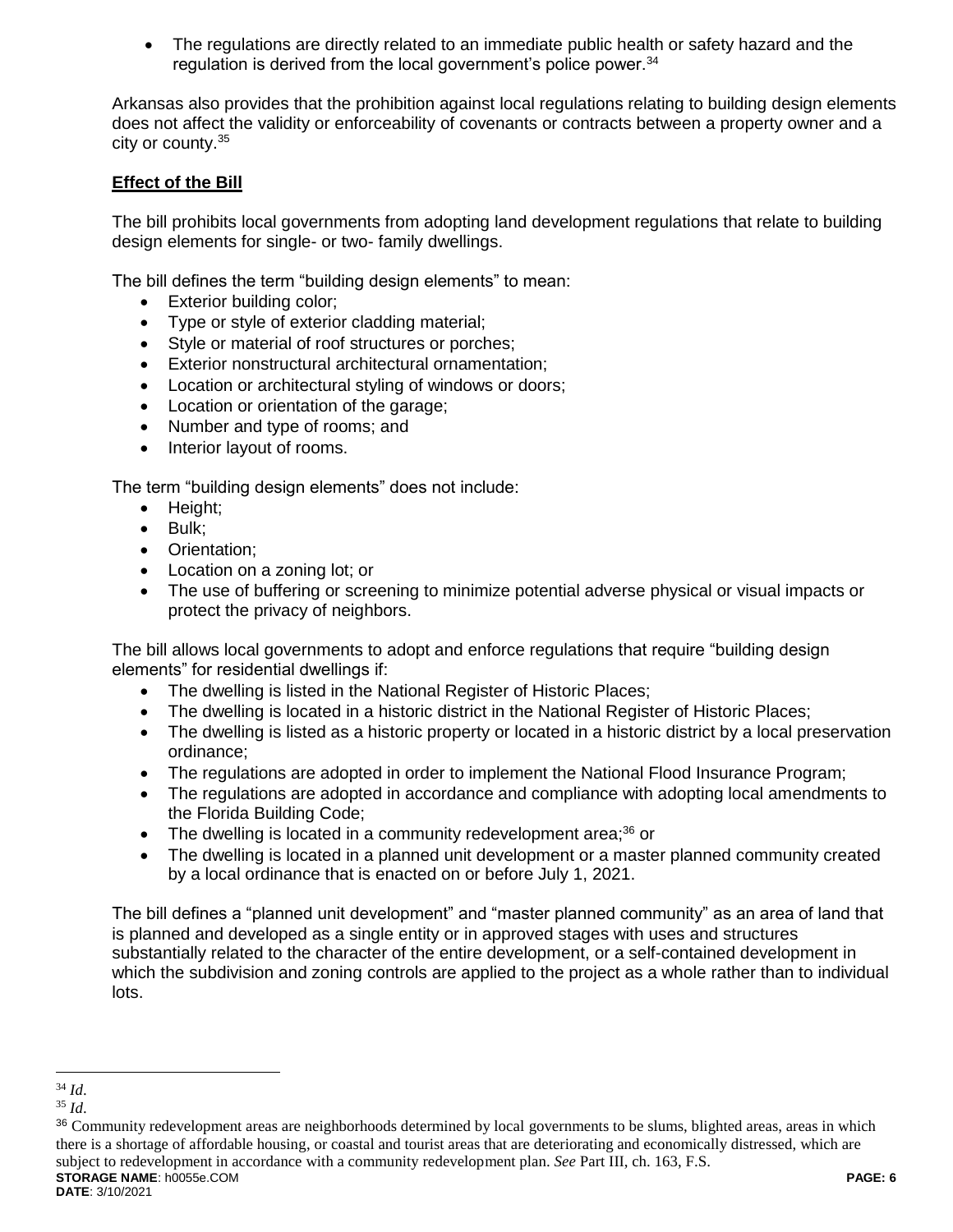- The regulations are directly related to an immediate public health or safety hazard and the regulation is derived from the local government's police power.[34]

Arkansas also provides that the prohibition against local regulations relating to building design elements does not affect the validity or enforceability of covenants or contracts between a property owner and a city or county.[35]

**Effect of the Bill**

The bill prohibits local governments from adopting land development regulations that relate to building design elements for single- or two- family dwellings.

The bill defines the term "building design elements" to mean:

- Exterior building color;
- Type or style of exterior cladding material;
- Style or material of roof structures or porches;
- Exterior nonstructural architectural ornamentation;
- Location or architectural styling of windows or doors;
- Location or orientation of the garage;
- Number and type of rooms; and
- Interior layout of rooms.

The term "building design elements" does not include:

- Height;
- Bulk;
- Orientation;
- Location on a zoning lot; or
- The use of buffering or screening to minimize potential adverse physical or visual impacts or protect the privacy of neighbors.

The bill allows local governments to adopt and enforce regulations that require "building design elements" for residential dwellings if:

- The dwelling is listed in the National Register of Historic Places;
- The dwelling is located in a historic district in the National Register of Historic Places;
- The dwelling is listed as a historic property or located in a historic district by a local preservation ordinance;
- The regulations are adopted in order to implement the National Flood Insurance Program;
- The regulations are adopted in accordance and compliance with adopting local amendments to the Florida Building Code;
- The dwelling is located in a community redevelopment area;[36] or
- The dwelling is located in a planned unit development or a master planned community created by a local ordinance that is enacted on or before July 1, 2021.

The bill defines a "planned unit development" and "master planned community" as an area of land that is planned and developed as a single entity or in approved stages with uses and structures substantially related to the character of the entire development, or a self-contained development in which the subdivision and zoning controls are applied to the project as a whole rather than to individual lots.

---

[34] *Id.*

[35] *Id.*

[36] Community redevelopment areas are neighborhoods determined by local governments to be slums, blighted areas, areas in which there is a shortage of affordable housing, or coastal and tourist areas that are deteriorating and economically distressed, which are subject to redevelopment in accordance with a community redevelopment plan. *See* Part III, ch. 163, F.S.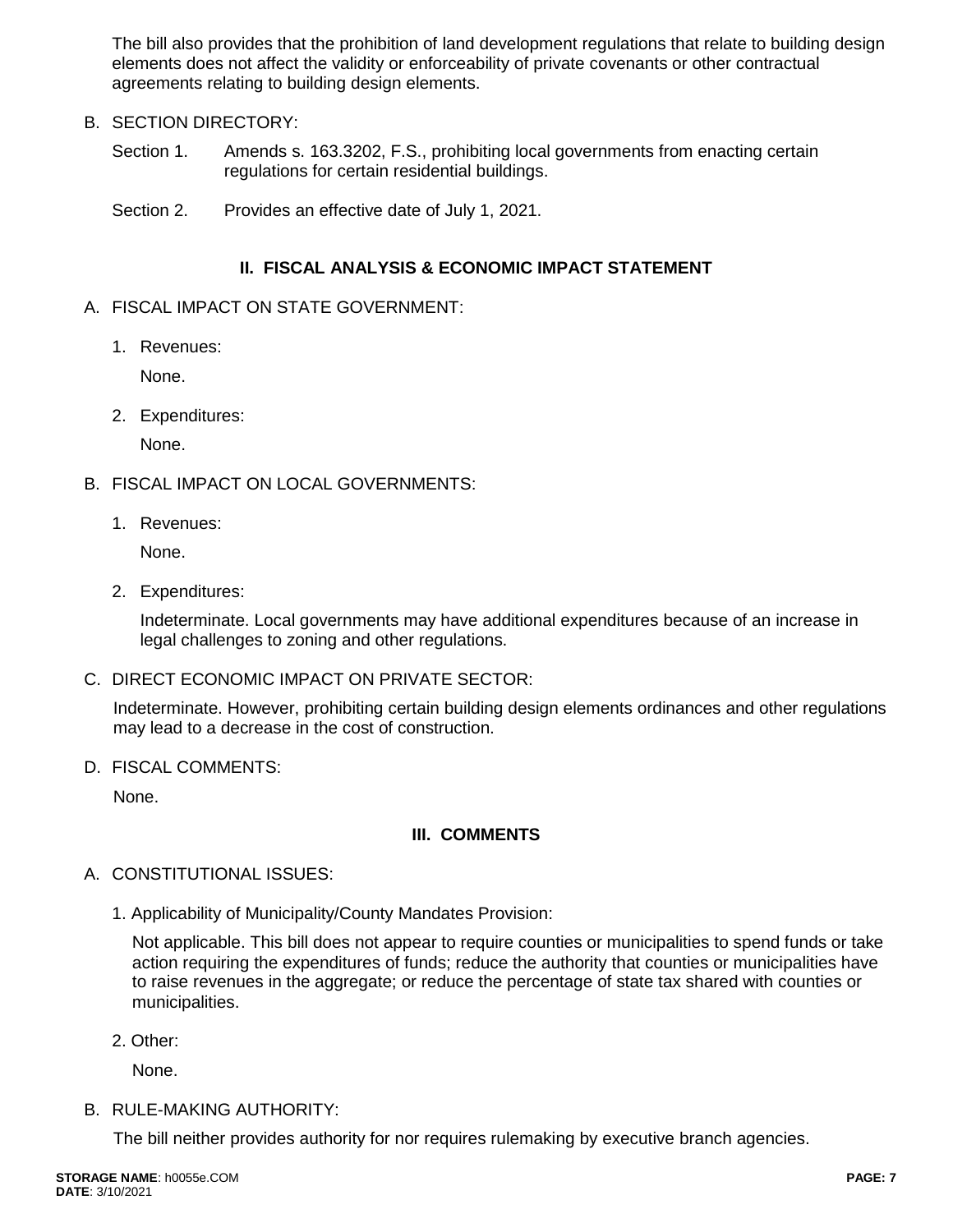The bill also provides that the prohibition of land development regulations that relate to building design elements does not affect the validity or enforceability of private covenants or other contractual agreements relating to building design elements.

B. SECTION DIRECTORY:

Section 1. Amends s. 163.3202, F.S., prohibiting local governments from enacting certain regulations for certain residential buildings.

Section 2. Provides an effective date of July 1, 2021.

## II. FISCAL ANALYSIS & ECONOMIC IMPACT STATEMENT

A. FISCAL IMPACT ON STATE GOVERNMENT:

1. Revenues:

   None.

2. Expenditures:

   None.

B. FISCAL IMPACT ON LOCAL GOVERNMENTS:

1. Revenues:

   None.

2. Expenditures:

   Indeterminate. Local governments may have additional expenditures because of an increase in legal challenges to zoning and other regulations.

C. DIRECT ECONOMIC IMPACT ON PRIVATE SECTOR:

Indeterminate. However, prohibiting certain building design elements ordinances and other regulations may lead to a decrease in the cost of construction.

D. FISCAL COMMENTS:

None.

## III. COMMENTS

A. CONSTITUTIONAL ISSUES:

1. Applicability of Municipality/County Mandates Provision:

   Not applicable. This bill does not appear to require counties or municipalities to spend funds or take action requiring the expenditures of funds; reduce the authority that counties or municipalities have to raise revenues in the aggregate; or reduce the percentage of state tax shared with counties or municipalities.

2. Other:

   None.

B. RULE-MAKING AUTHORITY:

The bill neither provides authority for nor requires rulemaking by executive branch agencies.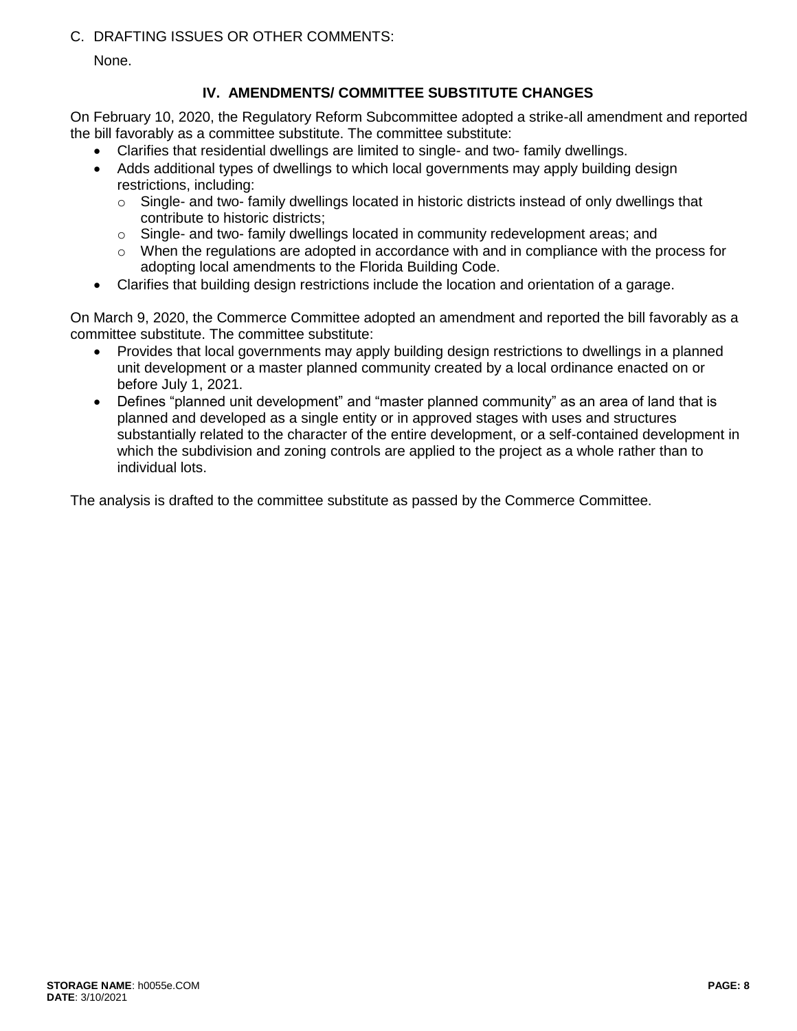C. DRAFTING ISSUES OR OTHER COMMENTS:

None.

## IV. AMENDMENTS/ COMMITTEE SUBSTITUTE CHANGES

On February 10, 2020, the Regulatory Reform Subcommittee adopted a strike-all amendment and reported the bill favorably as a committee substitute. The committee substitute:

- Clarifies that residential dwellings are limited to single- and two- family dwellings.
- Adds additional types of dwellings to which local governments may apply building design restrictions, including:
  - Single- and two- family dwellings located in historic districts instead of only dwellings that contribute to historic districts;
  - Single- and two- family dwellings located in community redevelopment areas; and
  - When the regulations are adopted in accordance with and in compliance with the process for adopting local amendments to the Florida Building Code.
- Clarifies that building design restrictions include the location and orientation of a garage.

On March 9, 2020, the Commerce Committee adopted an amendment and reported the bill favorably as a committee substitute. The committee substitute:

- Provides that local governments may apply building design restrictions to dwellings in a planned unit development or a master planned community created by a local ordinance enacted on or before July 1, 2021.
- Defines "planned unit development" and "master planned community" as an area of land that is planned and developed as a single entity or in approved stages with uses and structures substantially related to the character of the entire development, or a self-contained development in which the subdivision and zoning controls are applied to the project as a whole rather than to individual lots.

The analysis is drafted to the committee substitute as passed by the Commerce Committee.